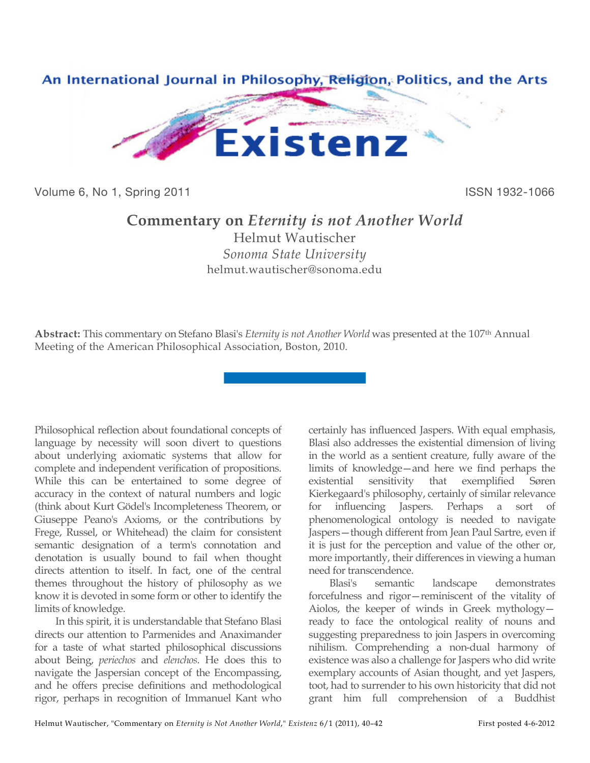# Commentary on *Eternity is not Another World*

Helmut Wautischer

*Sonoma State University*

helmut.wautischer@sonoma.edu

**Abstract:** This commentary on Stefano Blasi's *Eternity is not Another World* was presented at the 107th Annual Meeting of the American Philosophical Association, Boston, 2010.

Philosophical reflection about foundational concepts of language by necessity will soon divert to questions about underlying axiomatic systems that allow for complete and independent verification of propositions. While this can be entertained to some degree of accuracy in the context of natural numbers and logic (think about Kurt Gödel's Incompleteness Theorem, or Giuseppe Peano's Axioms, or the contributions by Frege, Russel, or Whitehead) the claim for consistent semantic designation of a term's connotation and denotation is usually bound to fail when thought directs attention to itself. In fact, one of the central themes throughout the history of philosophy as we know it is devoted in some form or other to identify the limits of knowledge.

In this spirit, it is understandable that Stefano Blasi directs our attention to Parmenides and Anaximander for a taste of what started philosophical discussions about Being, *periechos* and *elenchos*. He does this to navigate the Jaspersian concept of the Encompassing, and he offers precise definitions and methodological rigor, perhaps in recognition of Immanuel Kant who certainly has influenced Jaspers. With equal emphasis, Blasi also addresses the existential dimension of living in the world as a sentient creature, fully aware of the limits of knowledge—and here we find perhaps the existential sensitivity that exemplified Søren Kierkegaard's philosophy, certainly of similar relevance for influencing Jaspers. Perhaps a sort of phenomenological ontology is needed to navigate Jaspers—though different from Jean Paul Sartre, even if it is just for the perception and value of the other or, more importantly, their differences in viewing a human need for transcendence.

Blasi's semantic landscape demonstrates forcefulness and rigor—reminiscent of the vitality of Aiolos, the keeper of winds in Greek mythology—ready to face the ontological reality of nouns and suggesting preparedness to join Jaspers in overcoming nihilism. Comprehending a non-dual harmony of existence was also a challenge for Jaspers who did write exemplary accounts of Asian thought, and yet Jaspers, toot, had to surrender to his own historicity that did not grant him full comprehension of a Buddhist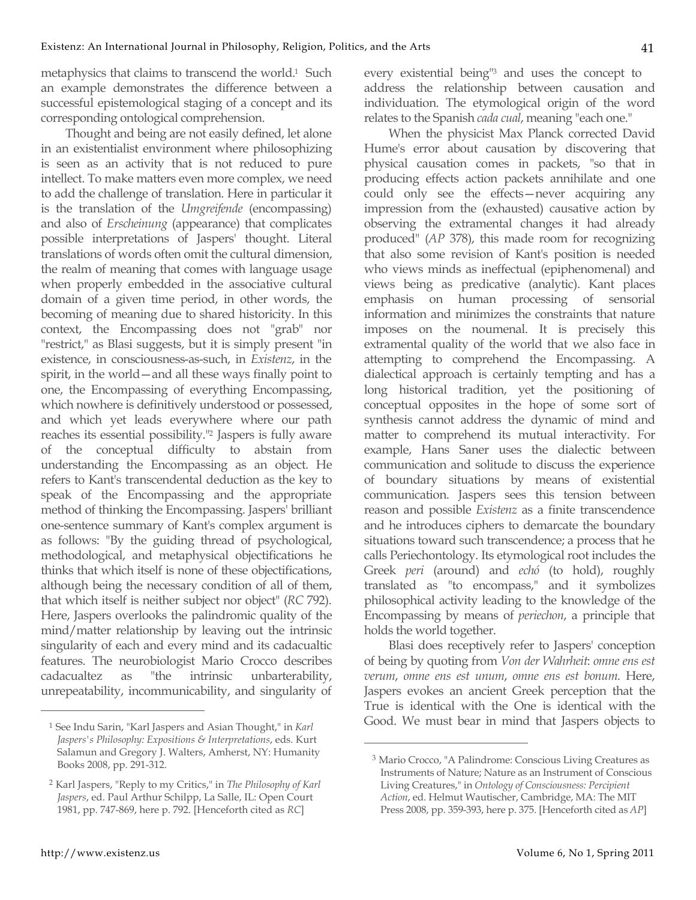metaphysics that claims to transcend the world.[1] Such an example demonstrates the difference between a successful epistemological staging of a concept and its corresponding ontological comprehension.

Thought and being are not easily defined, let alone in an existentialist environment where philosophizing is seen as an activity that is not reduced to pure intellect. To make matters even more complex, we need to add the challenge of translation. Here in particular it is the translation of the *Umgreifende* (encompassing) and also of *Erscheinung* (appearance) that complicates possible interpretations of Jaspers' thought. Literal translations of words often omit the cultural dimension, the realm of meaning that comes with language usage when properly embedded in the associative cultural domain of a given time period, in other words, the becoming of meaning due to shared historicity. In this context, the Encompassing does not "grab" nor "restrict," as Blasi suggests, but it is simply present "in existence, in consciousness-as-such, in *Existenz*, in the spirit, in the world—and all these ways finally point to one, the Encompassing of everything Encompassing, which nowhere is definitively understood or possessed, and which yet leads everywhere where our path reaches its essential possibility."[2] Jaspers is fully aware of the conceptual difficulty to abstain from understanding the Encompassing as an object. He refers to Kant's transcendental deduction as the key to speak of the Encompassing and the appropriate method of thinking the Encompassing. Jaspers' brilliant one-sentence summary of Kant's complex argument is as follows: "By the guiding thread of psychological, methodological, and metaphysical objectifications he thinks that which itself is none of these objectifications, although being the necessary condition of all of them, that which itself is neither subject nor object" (*RC* 792). Here, Jaspers overlooks the palindromic quality of the mind/matter relationship by leaving out the intrinsic singularity of each and every mind and its cadacualtic features. The neurobiologist Mario Crocco describes cadacualtez as "the intrinsic unbarterability, unrepeatability, incommunicability, and singularity of every existential being"[3] and uses the concept to address the relationship between causation and individuation. The etymological origin of the word relates to the Spanish *cada cual*, meaning "each one."

When the physicist Max Planck corrected David Hume's error about causation by discovering that physical causation comes in packets, "so that in producing effects action packets annihilate and one could only see the effects—never acquiring any impression from the (exhausted) causative action by observing the extramental changes it had already produced" (*AP* 378), this made room for recognizing that also some revision of Kant's position is needed who views minds as ineffectual (epiphenomenal) and views being as predicative (analytic). Kant places emphasis on human processing of sensorial information and minimizes the constraints that nature imposes on the noumenal. It is precisely this extramental quality of the world that we also face in attempting to comprehend the Encompassing. A dialectical approach is certainly tempting and has a long historical tradition, yet the positioning of conceptual opposites in the hope of some sort of synthesis cannot address the dynamic of mind and matter to comprehend its mutual interactivity. For example, Hans Saner uses the dialectic between communication and solitude to discuss the experience of boundary situations by means of existential communication. Jaspers sees this tension between reason and possible *Existenz* as a finite transcendence and he introduces ciphers to demarcate the boundary situations toward such transcendence; a process that he calls Periechontology. Its etymological root includes the Greek *peri* (around) and *echó* (to hold), roughly translated as "to encompass," and it symbolizes philosophical activity leading to the knowledge of the Encompassing by means of *periechon*, a principle that holds the world together.

Blasi does receptively refer to Jaspers' conception of being by quoting from *Von der Wahrheit*: *omne ens est verum*, *omne ens est unum*, *omne ens est bonum*. Here, Jaspers evokes an ancient Greek perception that the True is identical with the One is identical with the Good. We must bear in mind that Jaspers objects to

---

[1] See Indu Sarin, "Karl Jaspers and Asian Thought," in *Karl Jaspers's Philosophy: Expositions & Interpretations*, eds. Kurt Salamun and Gregory J. Walters, Amherst, NY: Humanity Books 2008, pp. 291-312.

[2] Karl Jaspers, "Reply to my Critics," in *The Philosophy of Karl Jaspers*, ed. Paul Arthur Schilpp, La Salle, IL: Open Court 1981, pp. 747-869, here p. 792. [Henceforth cited as *RC*]

[3] Mario Crocco, "A Palindrome: Conscious Living Creatures as Instruments of Nature; Nature as an Instrument of Conscious Living Creatures," in *Ontology of Consciousness: Percipient Action*, ed. Helmut Wautischer, Cambridge, MA: The MIT Press 2008, pp. 359-393, here p. 375. [Henceforth cited as *AP*]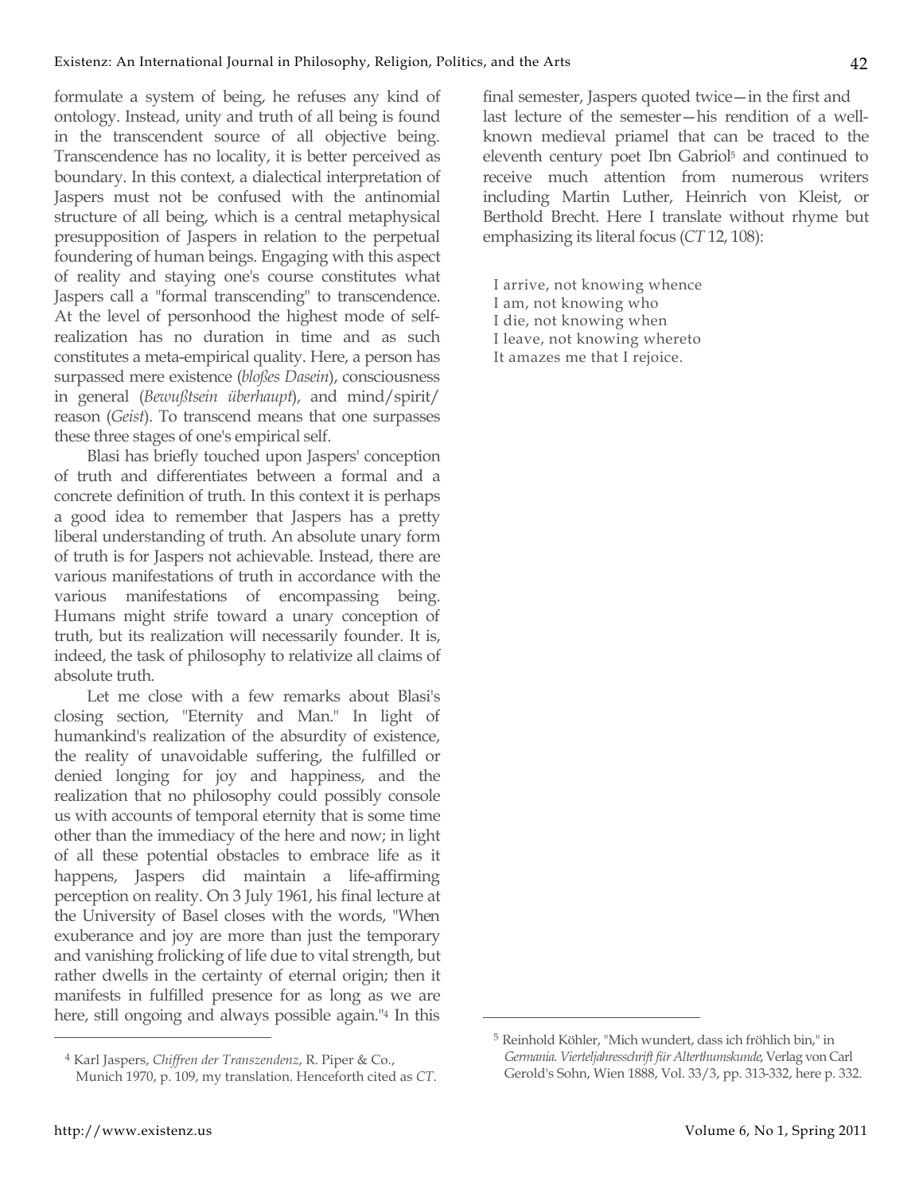formulate a system of being, he refuses any kind of ontology. Instead, unity and truth of all being is found in the transcendent source of all objective being. Transcendence has no locality, it is better perceived as boundary. In this context, a dialectical interpretation of Jaspers must not be confused with the antinomial structure of all being, which is a central metaphysical presupposition of Jaspers in relation to the perpetual foundering of human beings. Engaging with this aspect of reality and staying one's course constitutes what Jaspers call a "formal transcending" to transcendence. At the level of personhood the highest mode of self-realization has no duration in time and as such constitutes a meta-empirical quality. Here, a person has surpassed mere existence (*bloßes Dasein*), consciousness in general (*Bewußtsein überhaupt*), and mind/spirit/reason (*Geist*). To transcend means that one surpasses these three stages of one's empirical self.

Blasi has briefly touched upon Jaspers' conception of truth and differentiates between a formal and a concrete definition of truth. In this context it is perhaps a good idea to remember that Jaspers has a pretty liberal understanding of truth. An absolute unary form of truth is for Jaspers not achievable. Instead, there are various manifestations of truth in accordance with the various manifestations of encompassing being. Humans might strife toward a unary conception of truth, but its realization will necessarily founder. It is, indeed, the task of philosophy to relativize all claims of absolute truth.

Let me close with a few remarks about Blasi's closing section, "Eternity and Man." In light of humankind's realization of the absurdity of existence, the reality of unavoidable suffering, the fulfilled or denied longing for joy and happiness, and the realization that no philosophy could possibly console us with accounts of temporal eternity that is some time other than the immediacy of the here and now; in light of all these potential obstacles to embrace life as it happens, Jaspers did maintain a life-affirming perception on reality. On 3 July 1961, his final lecture at the University of Basel closes with the words, "When exuberance and joy are more than just the temporary and vanishing frolicking of life due to vital strength, but rather dwells in the certainty of eternal origin; then it manifests in fulfilled presence for as long as we are here, still ongoing and always possible again."[4] In this final semester, Jaspers quoted twice—in the first and last lecture of the semester—his rendition of a well-known medieval priamel that can be traced to the eleventh century poet Ibn Gabriol[5] and continued to receive much attention from numerous writers including Martin Luther, Heinrich von Kleist, or Berthold Brecht. Here I translate without rhyme but emphasizing its literal focus (*CT* 12, 108):

> I arrive, not knowing whence
> I am, not knowing who
> I die, not knowing when
> I leave, not knowing whereto
> It amazes me that I rejoice.

---

[4] Karl Jaspers, *Chiffren der Transzendenz*, R. Piper & Co., Munich 1970, p. 109, my translation. Henceforth cited as *CT*.

[5] Reinhold Köhler, "Mich wundert, dass ich fröhlich bin," in *Germania. Vierteljahresschrift für Alterthumskunde*, Verlag von Carl Gerold's Sohn, Wien 1888, Vol. 33/3, pp. 313-332, here p. 332.